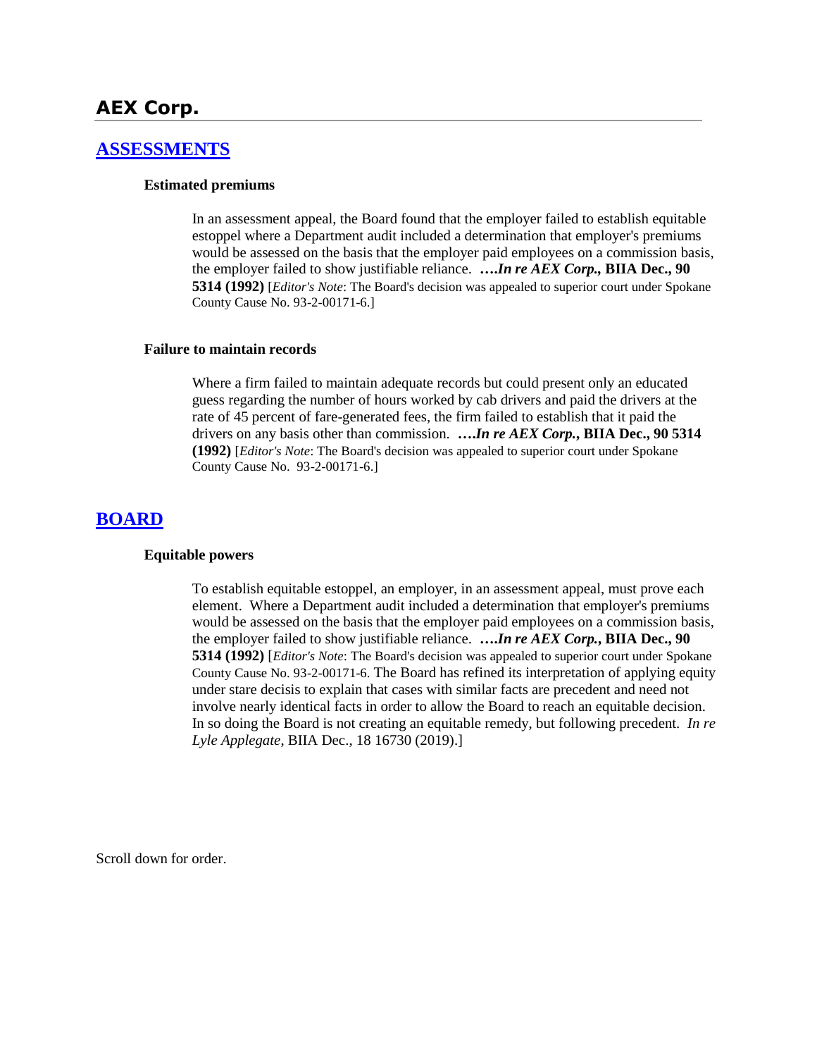# AEX Corp.

## ASSESSMENTS

### Estimated premiums

In an assessment appeal, the Board found that the employer failed to establish equitable estoppel where a Department audit included a determination that employer's premiums would be assessed on the basis that the employer paid employees on a commission basis, the employer failed to show justifiable reliance. ***….In re AEX Corp.,*** **BIIA Dec., 90 5314 (1992)** [*Editor's Note*: The Board's decision was appealed to superior court under Spokane County Cause No. 93-2-00171-6.]

### Failure to maintain records

Where a firm failed to maintain adequate records but could present only an educated guess regarding the number of hours worked by cab drivers and paid the drivers at the rate of 45 percent of fare-generated fees, the firm failed to establish that it paid the drivers on any basis other than commission. ***….In re AEX Corp.,*** **BIIA Dec., 90 5314 (1992)** [*Editor's Note*: The Board's decision was appealed to superior court under Spokane County Cause No. 93-2-00171-6.]

## BOARD

### Equitable powers

To establish equitable estoppel, an employer, in an assessment appeal, must prove each element. Where a Department audit included a determination that employer's premiums would be assessed on the basis that the employer paid employees on a commission basis, the employer failed to show justifiable reliance. ***….In re AEX Corp.,*** **BIIA Dec., 90 5314 (1992)** [*Editor's Note*: The Board's decision was appealed to superior court under Spokane County Cause No. 93-2-00171-6. The Board has refined its interpretation of applying equity under stare decisis to explain that cases with similar facts are precedent and need not involve nearly identical facts in order to allow the Board to reach an equitable decision. In so doing the Board is not creating an equitable remedy, but following precedent. *In re Lyle Applegate*, BIIA Dec., 18 16730 (2019).]

Scroll down for order.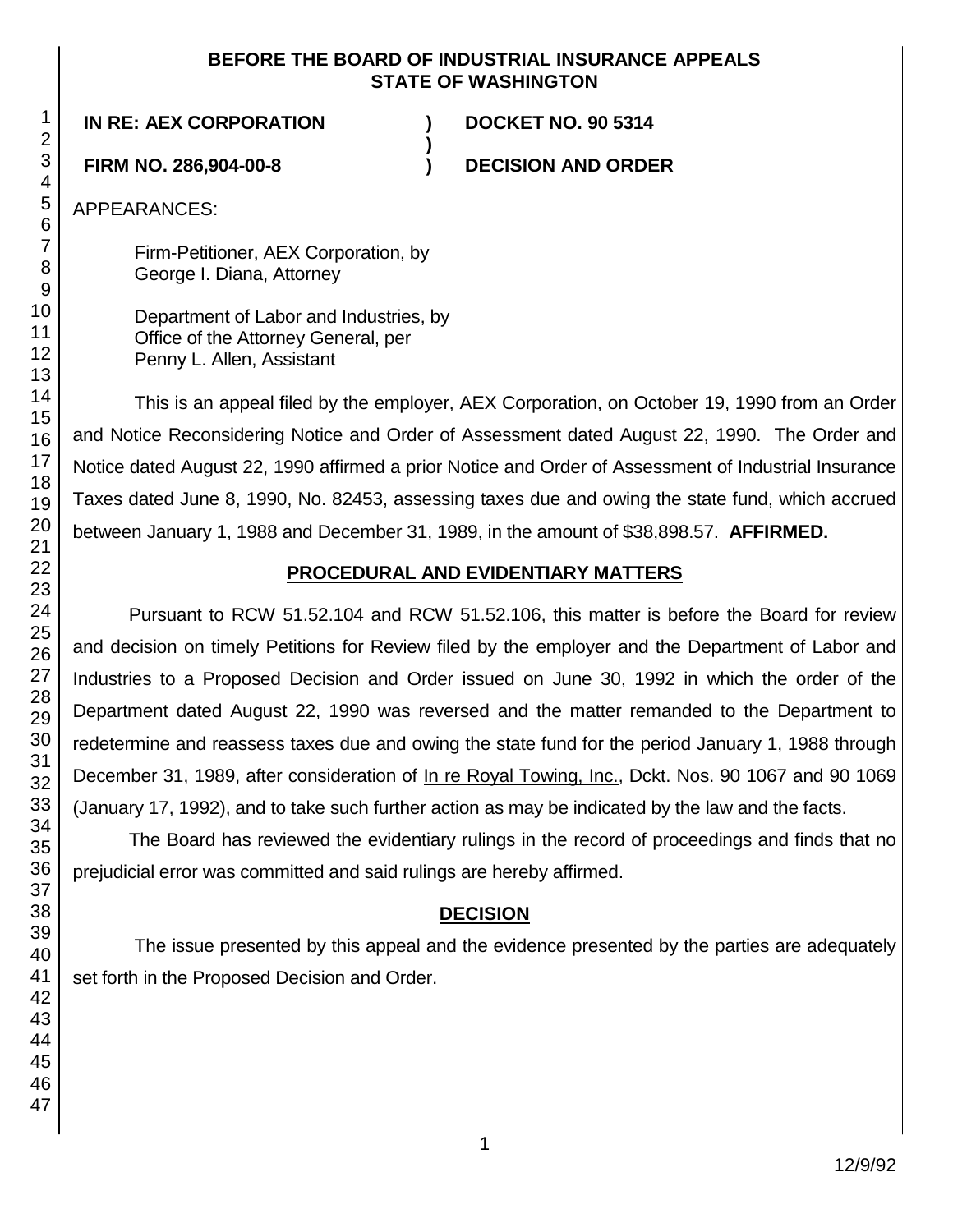**BEFORE THE BOARD OF INDUSTRIAL INSURANCE APPEALS**
**STATE OF WASHINGTON**

| | | |
|---|---|---|
| **IN RE: AEX CORPORATION** | **)** | **DOCKET NO. 90 5314** |
| | **)** | |
| **FIRM NO. 286,904-00-8** | **)** | **DECISION AND ORDER** |

APPEARANCES:

Firm-Petitioner, AEX Corporation, by
George I. Diana, Attorney

Department of Labor and Industries, by
Office of the Attorney General, per
Penny L. Allen, Assistant

This is an appeal filed by the employer, AEX Corporation, on October 19, 1990 from an Order and Notice Reconsidering Notice and Order of Assessment dated August 22, 1990. The Order and Notice dated August 22, 1990 affirmed a prior Notice and Order of Assessment of Industrial Insurance Taxes dated June 8, 1990, No. 82453, assessing taxes due and owing the state fund, which accrued between January 1, 1988 and December 31, 1989, in the amount of $38,898.57. **AFFIRMED.**

## PROCEDURAL AND EVIDENTIARY MATTERS

Pursuant to RCW 51.52.104 and RCW 51.52.106, this matter is before the Board for review and decision on timely Petitions for Review filed by the employer and the Department of Labor and Industries to a Proposed Decision and Order issued on June 30, 1992 in which the order of the Department dated August 22, 1990 was reversed and the matter remanded to the Department to redetermine and reassess taxes due and owing the state fund for the period January 1, 1988 through December 31, 1989, after consideration of In re Royal Towing, Inc., Dckt. Nos. 90 1067 and 90 1069 (January 17, 1992), and to take such further action as may be indicated by the law and the facts.

The Board has reviewed the evidentiary rulings in the record of proceedings and finds that no prejudicial error was committed and said rulings are hereby affirmed.

## DECISION

The issue presented by this appeal and the evidence presented by the parties are adequately set forth in the Proposed Decision and Order.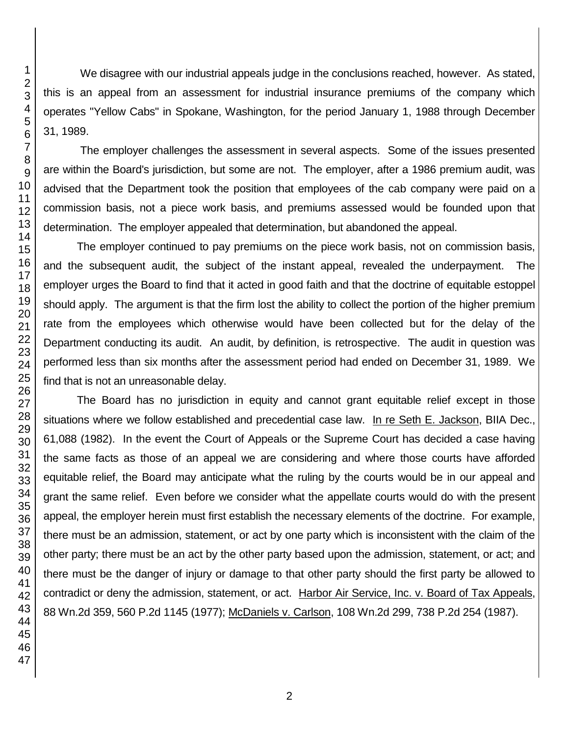We disagree with our industrial appeals judge in the conclusions reached, however. As stated, this is an appeal from an assessment for industrial insurance premiums of the company which operates "Yellow Cabs" in Spokane, Washington, for the period January 1, 1988 through December 31, 1989.

The employer challenges the assessment in several aspects. Some of the issues presented are within the Board's jurisdiction, but some are not. The employer, after a 1986 premium audit, was advised that the Department took the position that employees of the cab company were paid on a commission basis, not a piece work basis, and premiums assessed would be founded upon that determination. The employer appealed that determination, but abandoned the appeal.

The employer continued to pay premiums on the piece work basis, not on commission basis, and the subsequent audit, the subject of the instant appeal, revealed the underpayment. The employer urges the Board to find that it acted in good faith and that the doctrine of equitable estoppel should apply. The argument is that the firm lost the ability to collect the portion of the higher premium rate from the employees which otherwise would have been collected but for the delay of the Department conducting its audit. An audit, by definition, is retrospective. The audit in question was performed less than six months after the assessment period had ended on December 31, 1989. We find that is not an unreasonable delay.

The Board has no jurisdiction in equity and cannot grant equitable relief except in those situations where we follow established and precedential case law. In re Seth E. Jackson, BIIA Dec., 61,088 (1982). In the event the Court of Appeals or the Supreme Court has decided a case having the same facts as those of an appeal we are considering and where those courts have afforded equitable relief, the Board may anticipate what the ruling by the courts would be in our appeal and grant the same relief. Even before we consider what the appellate courts would do with the present appeal, the employer herein must first establish the necessary elements of the doctrine. For example, there must be an admission, statement, or act by one party which is inconsistent with the claim of the other party; there must be an act by the other party based upon the admission, statement, or act; and there must be the danger of injury or damage to that other party should the first party be allowed to contradict or deny the admission, statement, or act. Harbor Air Service, Inc. v. Board of Tax Appeals, 88 Wn.2d 359, 560 P.2d 1145 (1977); McDaniels v. Carlson, 108 Wn.2d 299, 738 P.2d 254 (1987).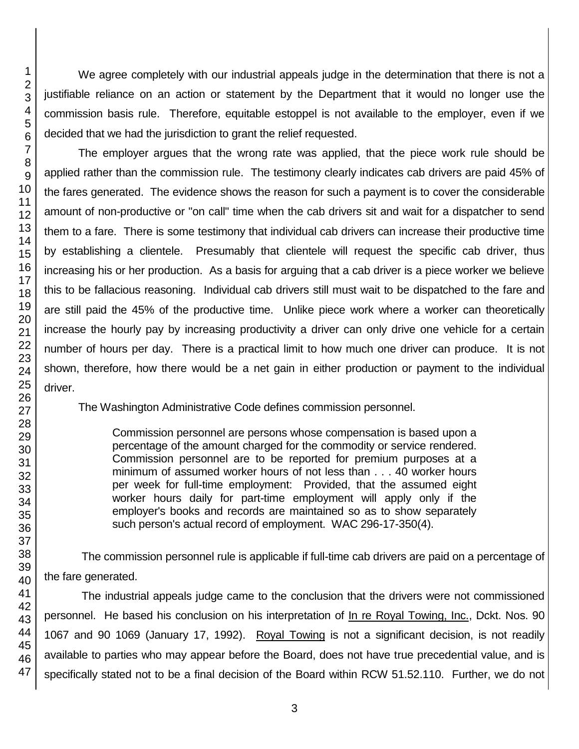We agree completely with our industrial appeals judge in the determination that there is not a justifiable reliance on an action or statement by the Department that it would no longer use the commission basis rule. Therefore, equitable estoppel is not available to the employer, even if we decided that we had the jurisdiction to grant the relief requested.

The employer argues that the wrong rate was applied, that the piece work rule should be applied rather than the commission rule. The testimony clearly indicates cab drivers are paid 45% of the fares generated. The evidence shows the reason for such a payment is to cover the considerable amount of non-productive or "on call" time when the cab drivers sit and wait for a dispatcher to send them to a fare. There is some testimony that individual cab drivers can increase their productive time by establishing a clientele. Presumably that clientele will request the specific cab driver, thus increasing his or her production. As a basis for arguing that a cab driver is a piece worker we believe this to be fallacious reasoning. Individual cab drivers still must wait to be dispatched to the fare and are still paid the 45% of the productive time. Unlike piece work where a worker can theoretically increase the hourly pay by increasing productivity a driver can only drive one vehicle for a certain number of hours per day. There is a practical limit to how much one driver can produce. It is not shown, therefore, how there would be a net gain in either production or payment to the individual driver.

The Washington Administrative Code defines commission personnel.

> Commission personnel are persons whose compensation is based upon a percentage of the amount charged for the commodity or service rendered. Commission personnel are to be reported for premium purposes at a minimum of assumed worker hours of not less than . . . 40 worker hours per week for full-time employment: Provided, that the assumed eight worker hours daily for part-time employment will apply only if the employer's books and records are maintained so as to show separately such person's actual record of employment. WAC 296-17-350(4).

The commission personnel rule is applicable if full-time cab drivers are paid on a percentage of the fare generated.

The industrial appeals judge came to the conclusion that the drivers were not commissioned personnel. He based his conclusion on his interpretation of In re Royal Towing, Inc., Dckt. Nos. 90 1067 and 90 1069 (January 17, 1992). Royal Towing is not a significant decision, is not readily available to parties who may appear before the Board, does not have true precedential value, and is specifically stated not to be a final decision of the Board within RCW 51.52.110. Further, we do not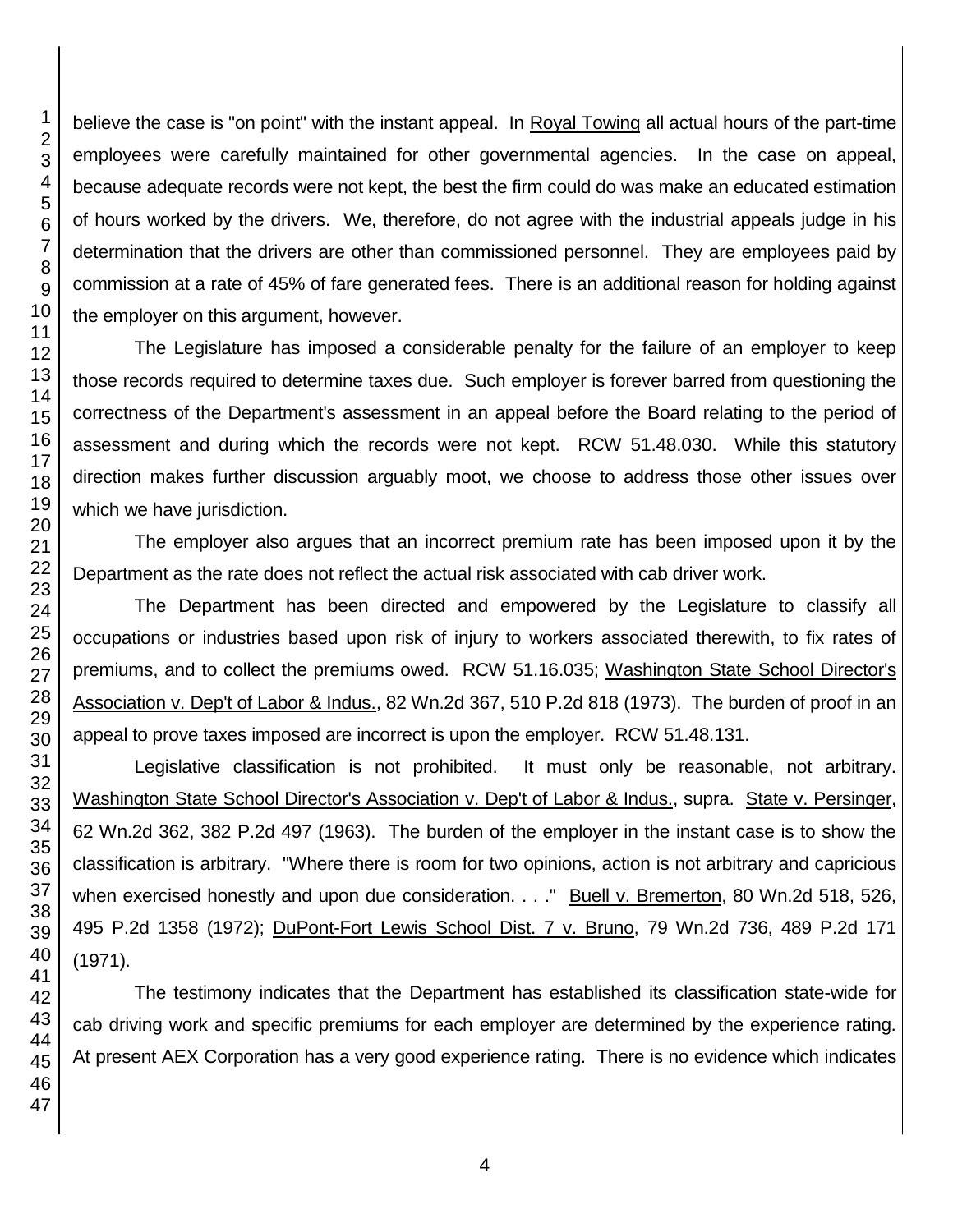believe the case is "on point" with the instant appeal. In Royal Towing all actual hours of the part-time employees were carefully maintained for other governmental agencies. In the case on appeal, because adequate records were not kept, the best the firm could do was make an educated estimation of hours worked by the drivers. We, therefore, do not agree with the industrial appeals judge in his determination that the drivers are other than commissioned personnel. They are employees paid by commission at a rate of 45% of fare generated fees. There is an additional reason for holding against the employer on this argument, however.

The Legislature has imposed a considerable penalty for the failure of an employer to keep those records required to determine taxes due. Such employer is forever barred from questioning the correctness of the Department's assessment in an appeal before the Board relating to the period of assessment and during which the records were not kept. RCW 51.48.030. While this statutory direction makes further discussion arguably moot, we choose to address those other issues over which we have jurisdiction.

The employer also argues that an incorrect premium rate has been imposed upon it by the Department as the rate does not reflect the actual risk associated with cab driver work.

The Department has been directed and empowered by the Legislature to classify all occupations or industries based upon risk of injury to workers associated therewith, to fix rates of premiums, and to collect the premiums owed. RCW 51.16.035; Washington State School Director's Association v. Dep't of Labor & Indus., 82 Wn.2d 367, 510 P.2d 818 (1973). The burden of proof in an appeal to prove taxes imposed are incorrect is upon the employer. RCW 51.48.131.

Legislative classification is not prohibited. It must only be reasonable, not arbitrary. Washington State School Director's Association v. Dep't of Labor & Indus., supra. State v. Persinger, 62 Wn.2d 362, 382 P.2d 497 (1963). The burden of the employer in the instant case is to show the classification is arbitrary. "Where there is room for two opinions, action is not arbitrary and capricious when exercised honestly and upon due consideration. . . ." Buell v. Bremerton, 80 Wn.2d 518, 526, 495 P.2d 1358 (1972); DuPont-Fort Lewis School Dist. 7 v. Bruno, 79 Wn.2d 736, 489 P.2d 171 (1971).

The testimony indicates that the Department has established its classification state-wide for cab driving work and specific premiums for each employer are determined by the experience rating. At present AEX Corporation has a very good experience rating. There is no evidence which indicates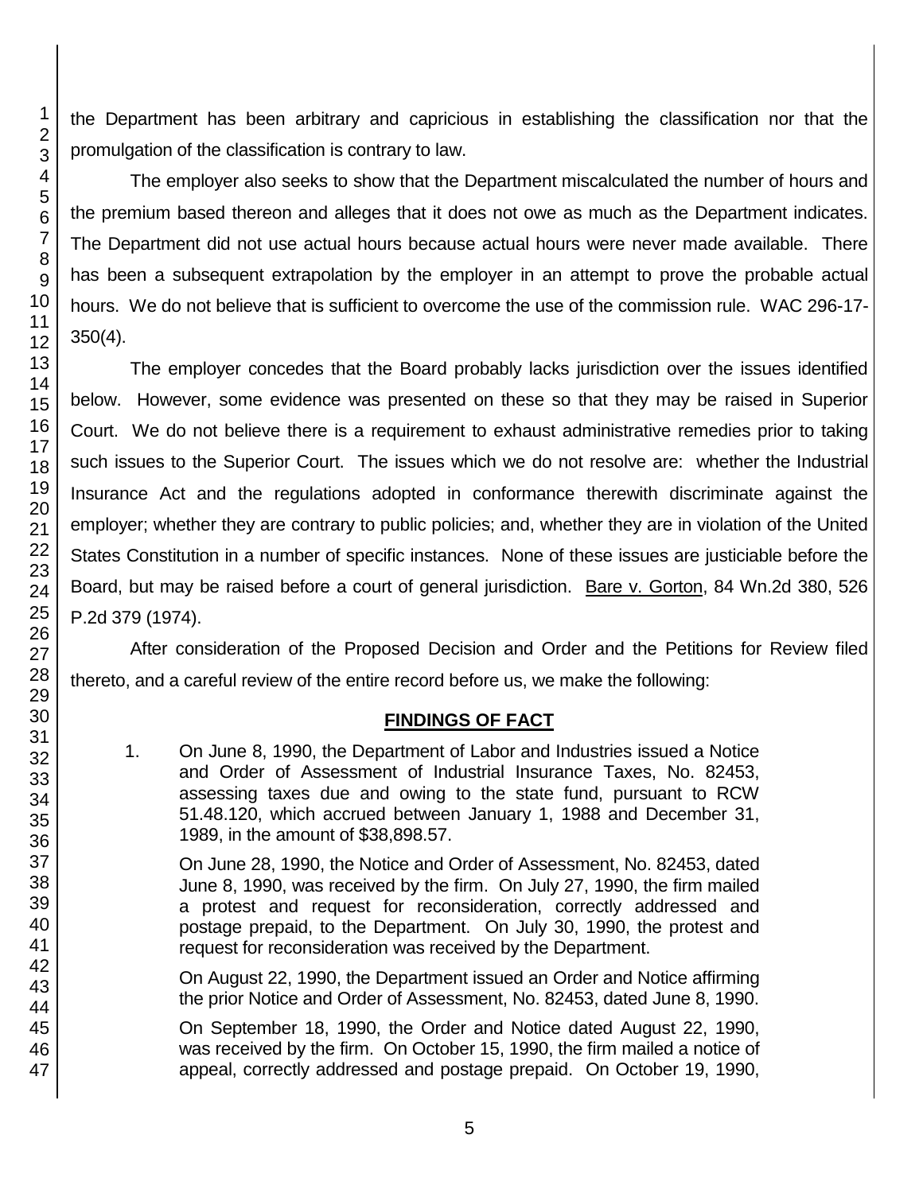the Department has been arbitrary and capricious in establishing the classification nor that the promulgation of the classification is contrary to law.

The employer also seeks to show that the Department miscalculated the number of hours and the premium based thereon and alleges that it does not owe as much as the Department indicates. The Department did not use actual hours because actual hours were never made available. There has been a subsequent extrapolation by the employer in an attempt to prove the probable actual hours. We do not believe that is sufficient to overcome the use of the commission rule. WAC 296-17-350(4).

The employer concedes that the Board probably lacks jurisdiction over the issues identified below. However, some evidence was presented on these so that they may be raised in Superior Court. We do not believe there is a requirement to exhaust administrative remedies prior to taking such issues to the Superior Court. The issues which we do not resolve are: whether the Industrial Insurance Act and the regulations adopted in conformance therewith discriminate against the employer; whether they are contrary to public policies; and, whether they are in violation of the United States Constitution in a number of specific instances. None of these issues are justiciable before the Board, but may be raised before a court of general jurisdiction. Bare v. Gorton, 84 Wn.2d 380, 526 P.2d 379 (1974).

After consideration of the Proposed Decision and Order and the Petitions for Review filed thereto, and a careful review of the entire record before us, we make the following:

## FINDINGS OF FACT

1. On June 8, 1990, the Department of Labor and Industries issued a Notice and Order of Assessment of Industrial Insurance Taxes, No. 82453, assessing taxes due and owing to the state fund, pursuant to RCW 51.48.120, which accrued between January 1, 1988 and December 31, 1989, in the amount of $38,898.57.

   On June 28, 1990, the Notice and Order of Assessment, No. 82453, dated June 8, 1990, was received by the firm. On July 27, 1990, the firm mailed a protest and request for reconsideration, correctly addressed and postage prepaid, to the Department. On July 30, 1990, the protest and request for reconsideration was received by the Department.

   On August 22, 1990, the Department issued an Order and Notice affirming the prior Notice and Order of Assessment, No. 82453, dated June 8, 1990.

   On September 18, 1990, the Order and Notice dated August 22, 1990, was received by the firm. On October 15, 1990, the firm mailed a notice of appeal, correctly addressed and postage prepaid. On October 19, 1990,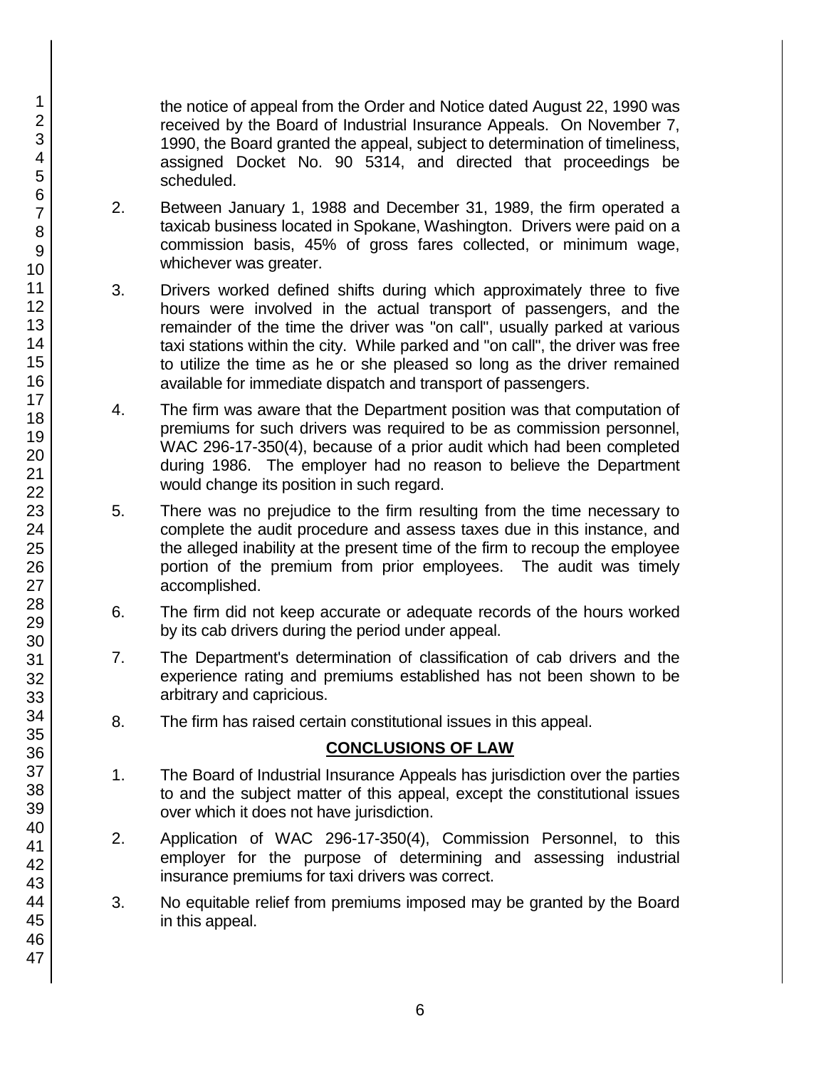the notice of appeal from the Order and Notice dated August 22, 1990 was received by the Board of Industrial Insurance Appeals. On November 7, 1990, the Board granted the appeal, subject to determination of timeliness, assigned Docket No. 90 5314, and directed that proceedings be scheduled.

2. Between January 1, 1988 and December 31, 1989, the firm operated a taxicab business located in Spokane, Washington. Drivers were paid on a commission basis, 45% of gross fares collected, or minimum wage, whichever was greater.

3. Drivers worked defined shifts during which approximately three to five hours were involved in the actual transport of passengers, and the remainder of the time the driver was "on call", usually parked at various taxi stations within the city. While parked and "on call", the driver was free to utilize the time as he or she pleased so long as the driver remained available for immediate dispatch and transport of passengers.

4. The firm was aware that the Department position was that computation of premiums for such drivers was required to be as commission personnel, WAC 296-17-350(4), because of a prior audit which had been completed during 1986. The employer had no reason to believe the Department would change its position in such regard.

5. There was no prejudice to the firm resulting from the time necessary to complete the audit procedure and assess taxes due in this instance, and the alleged inability at the present time of the firm to recoup the employee portion of the premium from prior employees. The audit was timely accomplished.

6. The firm did not keep accurate or adequate records of the hours worked by its cab drivers during the period under appeal.

7. The Department's determination of classification of cab drivers and the experience rating and premiums established has not been shown to be arbitrary and capricious.

8. The firm has raised certain constitutional issues in this appeal.

## CONCLUSIONS OF LAW

1. The Board of Industrial Insurance Appeals has jurisdiction over the parties to and the subject matter of this appeal, except the constitutional issues over which it does not have jurisdiction.

2. Application of WAC 296-17-350(4), Commission Personnel, to this employer for the purpose of determining and assessing industrial insurance premiums for taxi drivers was correct.

3. No equitable relief from premiums imposed may be granted by the Board in this appeal.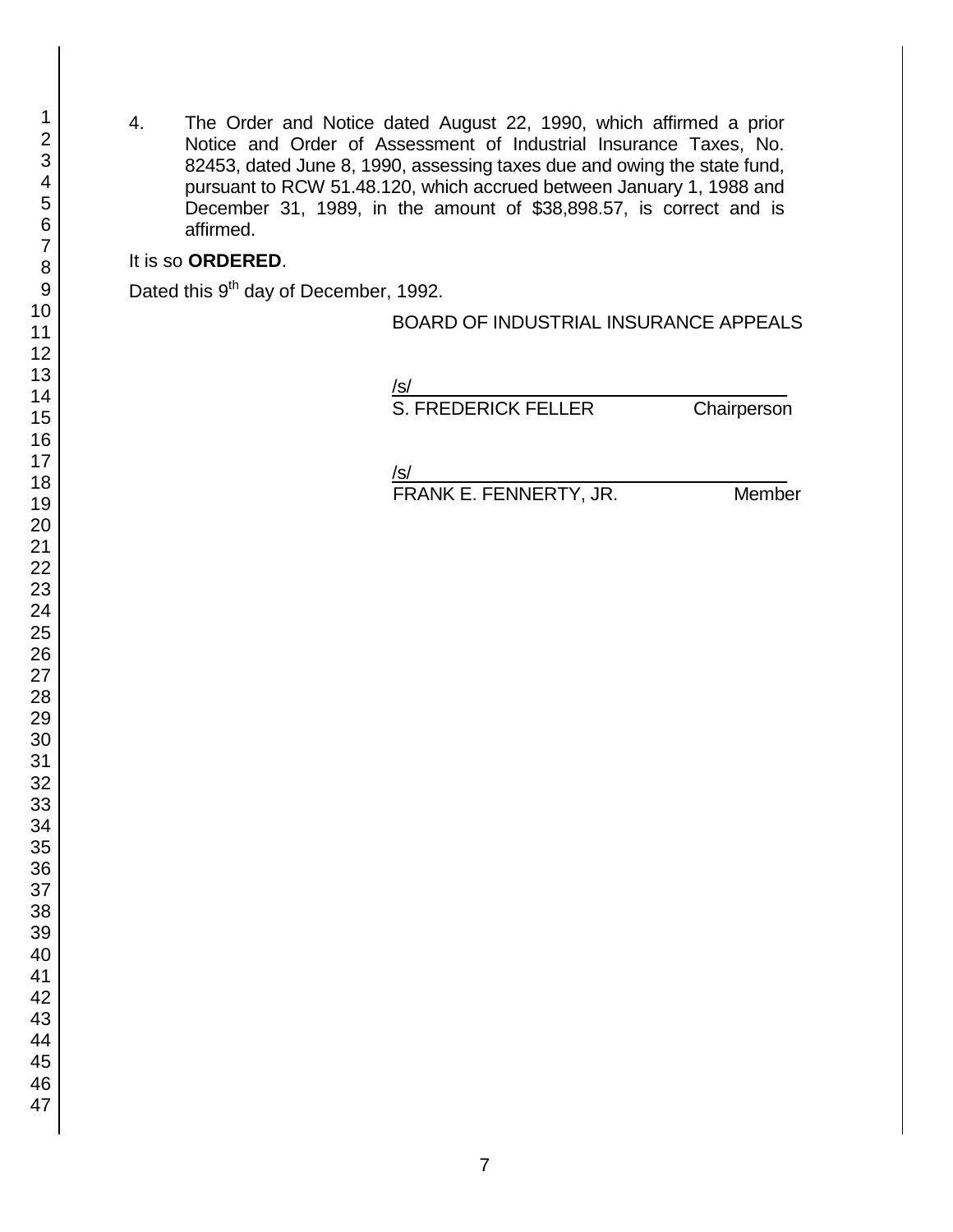4. The Order and Notice dated August 22, 1990, which affirmed a prior Notice and Order of Assessment of Industrial Insurance Taxes, No. 82453, dated June 8, 1990, assessing taxes due and owing the state fund, pursuant to RCW 51.48.120, which accrued between January 1, 1988 and December 31, 1989, in the amount of $38,898.57, is correct and is affirmed.

It is so **ORDERED**.

Dated this 9th day of December, 1992.

BOARD OF INDUSTRIAL INSURANCE APPEALS

/s/
S. FREDERICK FELLER Chairperson

/s/
FRANK E. FENNERTY, JR. Member